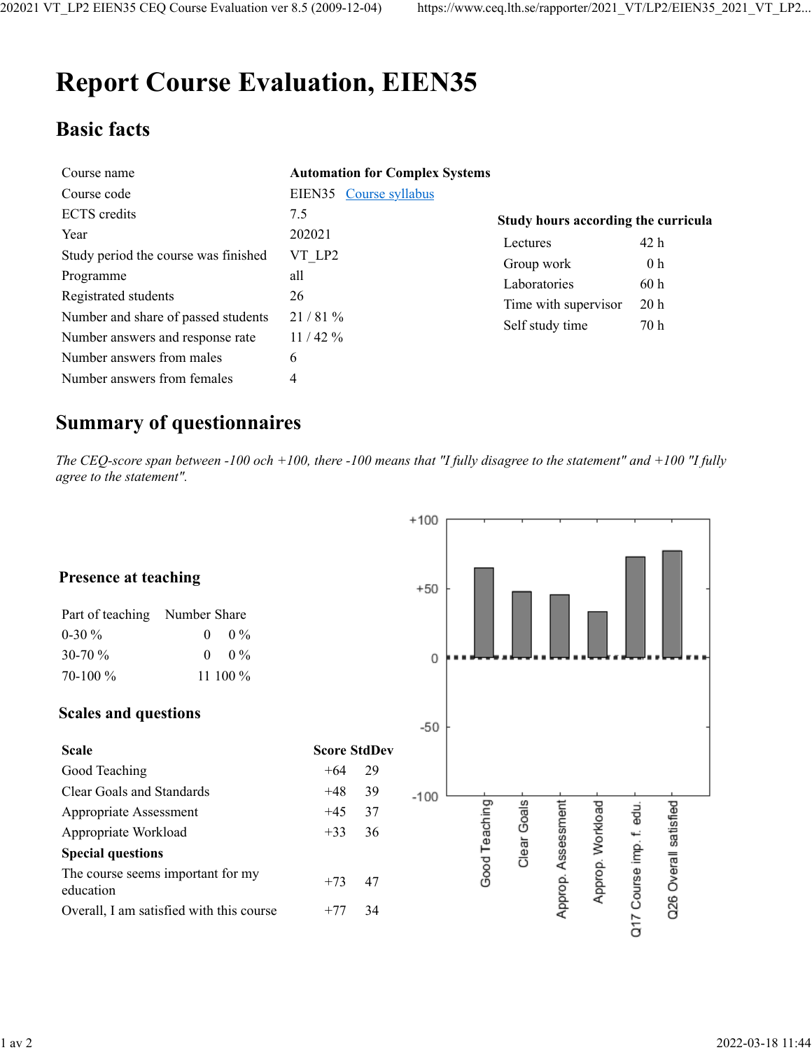# Report Course Evaluation, EIEN35

## Basic facts

| | |
|---|---|
| Course name | **Automation for Complex Systems** |
| Course code | EIEN35 [Course syllabus] |
| ECTS credits | 7.5 |
| Year | 202021 |
| Study period the course was finished | VT_LP2 |
| Programme | all |
| Registrated students | 26 |
| Number and share of passed students | 21 / 81 % |
| Number answers and response rate | 11 / 42 % |
| Number answers from males | 6 |
| Number answers from females | 4 |

**Study hours according the curricula**

| | |
|---|---|
| Lectures | 42 h |
| Group work | 0 h |
| Laboratories | 60 h |
| Time with supervisor | 20 h |
| Self study time | 70 h |

## Summary of questionnaires

*The CEQ-score span between -100 och +100, there -100 means that "I fully disagree to the statement" and +100 "I fully agree to the statement".*

### Presence at teaching

| Part of teaching | Number | Share |
|---|---|---|
| 0-30 % | 0 | 0 % |
| 30-70 % | 0 | 0 % |
| 70-100 % | 11 | 100 % |

### Scales and questions

| **Scale** | **Score** | **StdDev** |
|---|---|---|
| Good Teaching | +64 | 29 |
| Clear Goals and Standards | +48 | 39 |
| Appropriate Assessment | +45 | 37 |
| Appropriate Workload | +33 | 36 |
| **Special questions** | | |
| The course seems important for my education | +73 | 47 |
| Overall, I am satisfied with this course | +77 | 34 |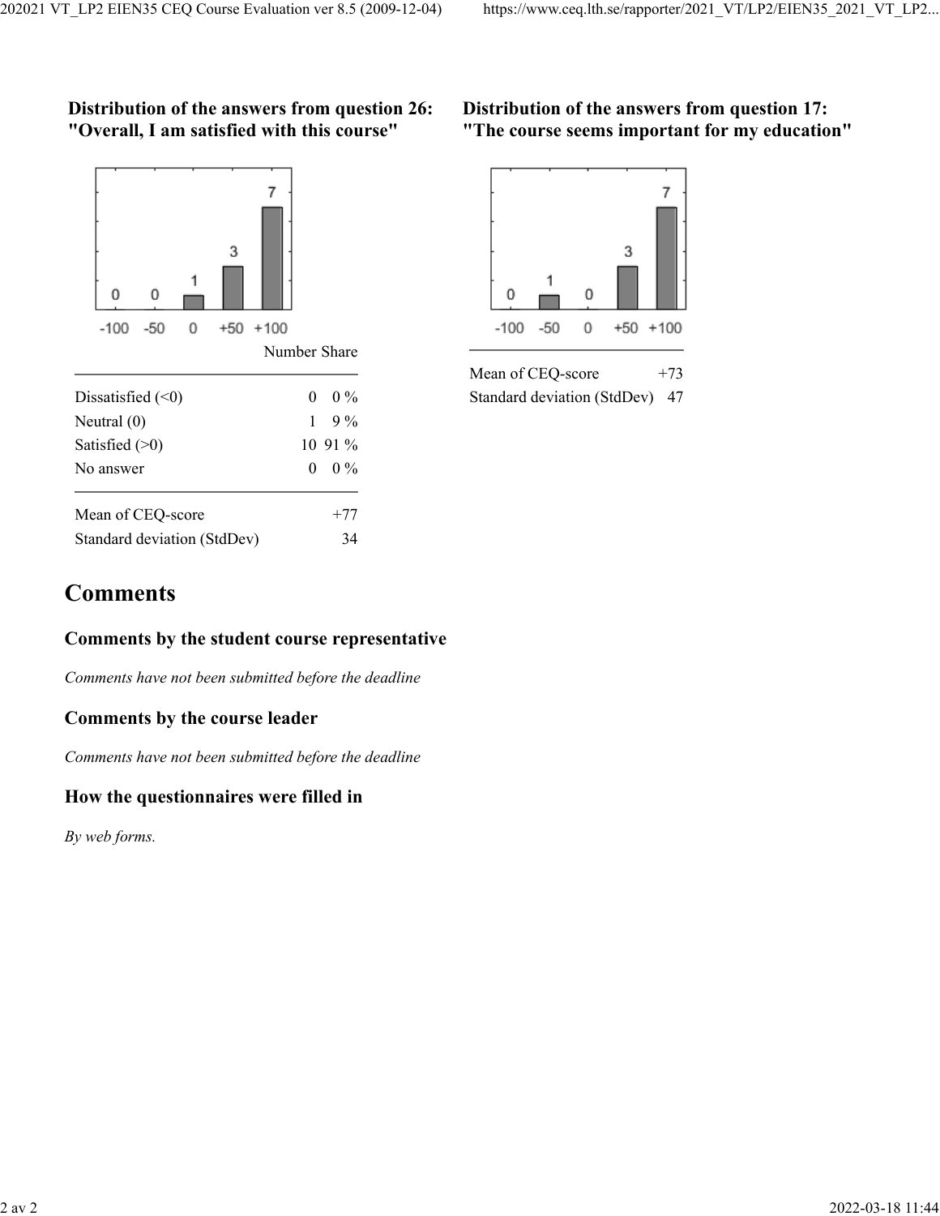**Distribution of the answers from question 26: "Overall, I am satisfied with this course"**

0
0
1
3
7

-100 -50 0 +50 +100

| | Number | Share |
|---|---|---|
| Dissatisfied (<0) | 0 | 0 % |
| Neutral (0) | 1 | 9 % |
| Satisfied (>0) | 10 | 91 % |
| No answer | 0 | 0 % |

| | |
|---|---|
| Mean of CEQ-score | +77 |
| Standard deviation (StdDev) | 34 |

**Distribution of the answers from question 17: "The course seems important for my education"**

0
1
0
3
7

-100 -50 0 +50 +100

| | |
|---|---|
| Mean of CEQ-score | +73 |
| Standard deviation (StdDev) | 47 |

# Comments

### Comments by the student course representative

*Comments have not been submitted before the deadline*

### Comments by the course leader

*Comments have not been submitted before the deadline*

### How the questionnaires were filled in

*By web forms.*